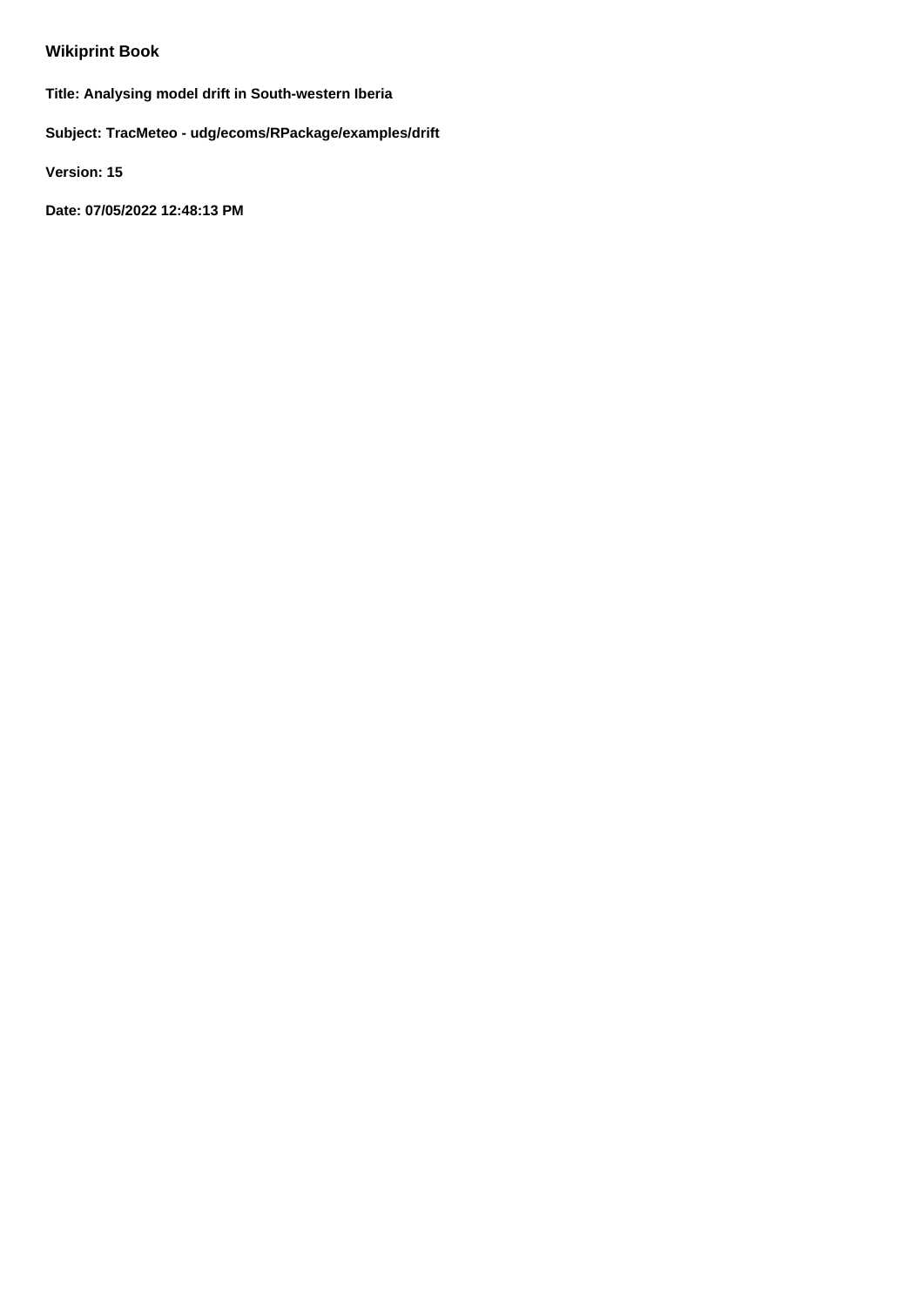# Wikiprint Book

**Title: Analysing model drift in South-western Iberia**

**Subject: TracMeteo - udg/ecoms/RPackage/examples/drift**

**Version: 15**

**Date: 07/05/2022 12:48:13 PM**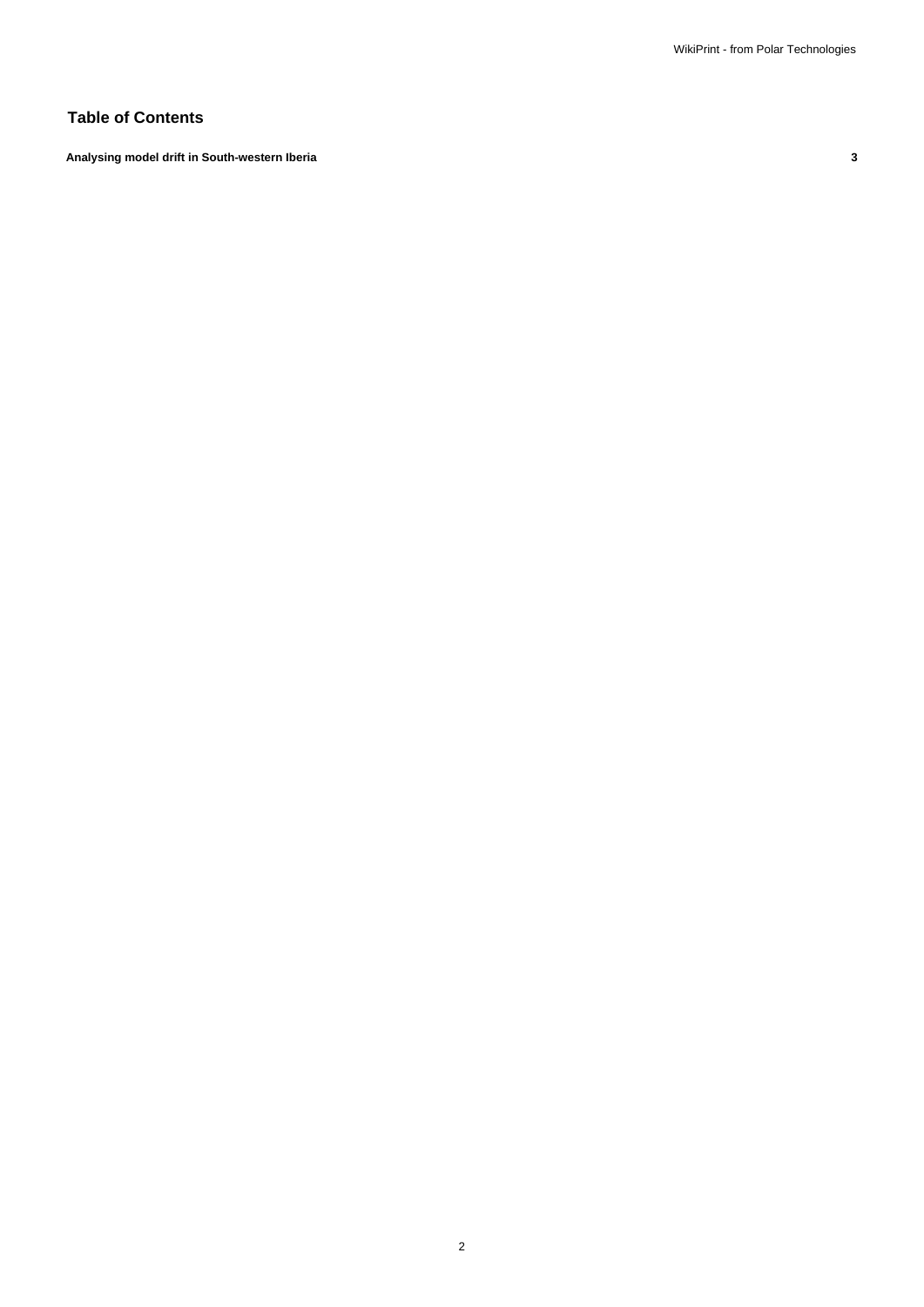## Table of Contents

**Analysing model drift in South-western Iberia** **3**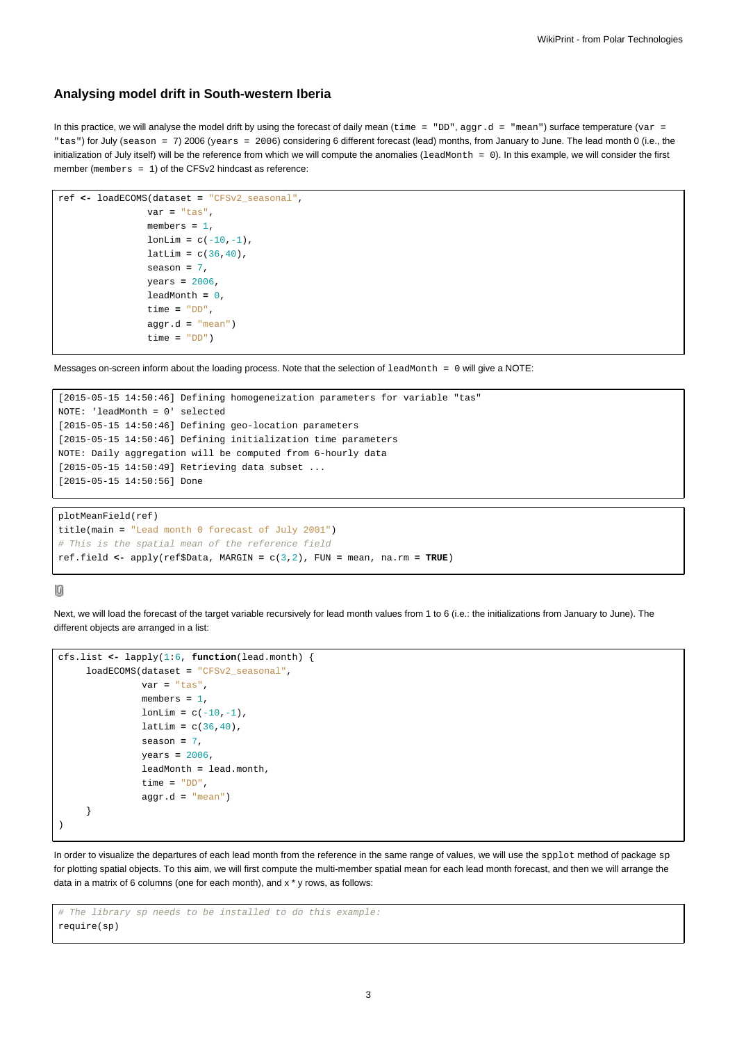## Analysing model drift in South-western Iberia

In this practice, we will analyse the model drift by using the forecast of daily mean (`time = "DD"`, `aggr.d = "mean"`) surface temperature (`var = "tas"`) for July (`season = 7`) 2006 (`years = 2006`) considering 6 different forecast (lead) months, from January to June. The lead month 0 (i.e., the initialization of July itself) will be the reference from which we will compute the anomalies (`leadMonth = 0`). In this example, we will consider the first member (`members = 1`) of the CFSv2 hindcast as reference:

```
ref <- loadECOMS(dataset = "CFSv2_seasonal",
                var = "tas",
                members = 1,
                lonLim = c(-10,-1),
                latLim = c(36,40),
                season = 7,
                years = 2006,
                leadMonth = 0,
                time = "DD",
                aggr.d = "mean")
                time = "DD")
```

Messages on-screen inform about the loading process. Note that the selection of `leadMonth = 0` will give a NOTE:

```
[2015-05-15 14:50:46] Defining homogeneization parameters for variable "tas"
NOTE: 'leadMonth = 0' selected
[2015-05-15 14:50:46] Defining geo-location parameters
[2015-05-15 14:50:46] Defining initialization time parameters
NOTE: Daily aggregation will be computed from 6-hourly data
[2015-05-15 14:50:49] Retrieving data subset ...
[2015-05-15 14:50:56] Done
```

```
plotMeanField(ref)
title(main = "Lead month 0 forecast of July 2001")
# This is the spatial mean of the reference field
ref.field <- apply(ref$Data, MARGIN = c(3,2), FUN = mean, na.rm = TRUE)
```

Next, we will load the forecast of the target variable recursively for lead month values from 1 to 6 (i.e.: the initializations from January to June). The different objects are arranged in a list:

```
cfs.list <- lapply(1:6, function(lead.month) {
     loadECOMS(dataset = "CFSv2_seasonal",
               var = "tas",
               members = 1,
               lonLim = c(-10,-1),
               latLim = c(36,40),
               season = 7,
               years = 2006,
               leadMonth = lead.month,
               time = "DD",
               aggr.d = "mean")
     }
)
```

In order to visualize the departures of each lead month from the reference in the same range of values, we will use the `spplot` method of package `sp` for plotting spatial objects. To this aim, we will first compute the multi-member spatial mean for each lead month forecast, and then we will arrange the data in a matrix of 6 columns (one for each month), and x * y rows, as follows:

```
# The library sp needs to be installed to do this example:
require(sp)
```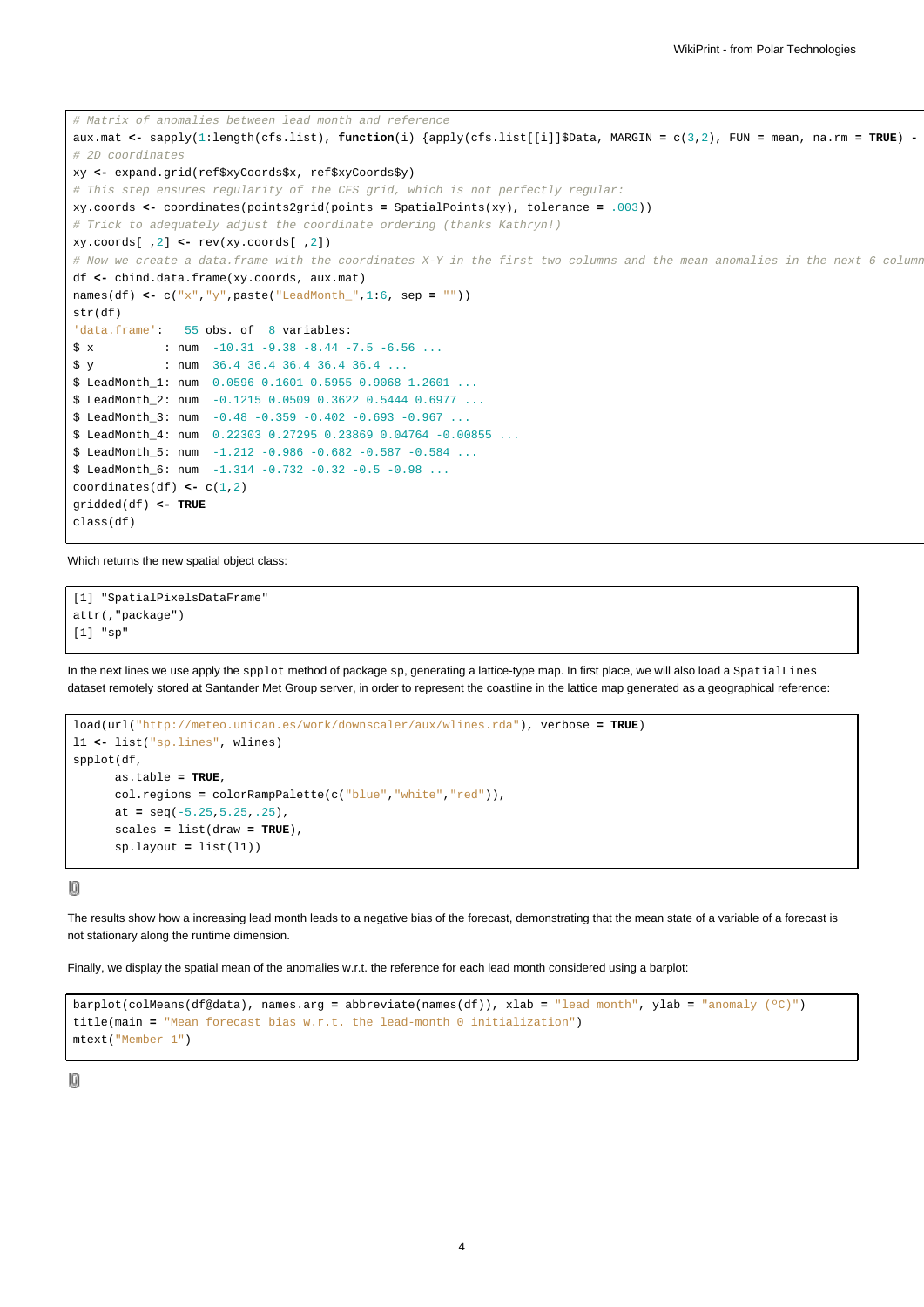```
# Matrix of anomalies between lead month and reference
aux.mat <- sapply(1:length(cfs.list), function(i) {apply(cfs.list[[i]]$Data, MARGIN = c(3,2), FUN = mean, na.rm = TRUE) -
# 2D coordinates
xy <- expand.grid(ref$xyCoords$x, ref$xyCoords$y)
# This step ensures regularity of the CFS grid, which is not perfectly regular:
xy.coords <- coordinates(points2grid(points = SpatialPoints(xy), tolerance = .003))
# Trick to adequately adjust the coordinate ordering (thanks Kathryn!)
xy.coords[ ,2] <- rev(xy.coords[ ,2])
# Now we create a data.frame with the coordinates X-Y in the first two columns and the mean anomalies in the next 6 column
df <- cbind.data.frame(xy.coords, aux.mat)
names(df) <- c("x","y",paste("LeadMonth_",1:6, sep = ""))
str(df)
'data.frame':   55 obs. of  8 variables:
$ x          : num  -10.31 -9.38 -8.44 -7.5 -6.56 ...
$ y          : num  36.4 36.4 36.4 36.4 36.4 ...
$ LeadMonth_1: num  0.0596 0.1601 0.5955 0.9068 1.2601 ...
$ LeadMonth_2: num  -0.1215 0.0509 0.3622 0.5444 0.6977 ...
$ LeadMonth_3: num  -0.48 -0.359 -0.402 -0.693 -0.967 ...
$ LeadMonth_4: num  0.22303 0.27295 0.23869 0.04764 -0.00855 ...
$ LeadMonth_5: num  -1.212 -0.986 -0.682 -0.587 -0.584 ...
$ LeadMonth_6: num  -1.314 -0.732 -0.32 -0.5 -0.98 ...
coordinates(df) <- c(1,2)
gridded(df) <- TRUE
class(df)
```

Which returns the new spatial object class:

```
[1] "SpatialPixelsDataFrame"
attr(,"package")
[1] "sp"
```

In the next lines we use apply the `spplot` method of package `sp`, generating a lattice-type map. In first place, we will also load a `SpatialLines` dataset remotely stored at Santander Met Group server, in order to represent the coastline in the lattice map generated as a geographical reference:

```
load(url("http://meteo.unican.es/work/downscaler/aux/wlines.rda"), verbose = TRUE)
l1 <- list("sp.lines", wlines)
spplot(df,
      as.table = TRUE,
      col.regions = colorRampPalette(c("blue","white","red")),
      at = seq(-5.25,5.25,.25),
      scales = list(draw = TRUE),
      sp.layout = list(l1))
```

The results show how a increasing lead month leads to a negative bias of the forecast, demonstrating that the mean state of a variable of a forecast is not stationary along the runtime dimension.

Finally, we display the spatial mean of the anomalies w.r.t. the reference for each lead month considered using a barplot:

```
barplot(colMeans(df@data), names.arg = abbreviate(names(df)), xlab = "lead month", ylab = "anomaly (ºC)")
title(main = "Mean forecast bias w.r.t. the lead-month 0 initialization")
mtext("Member 1")
```